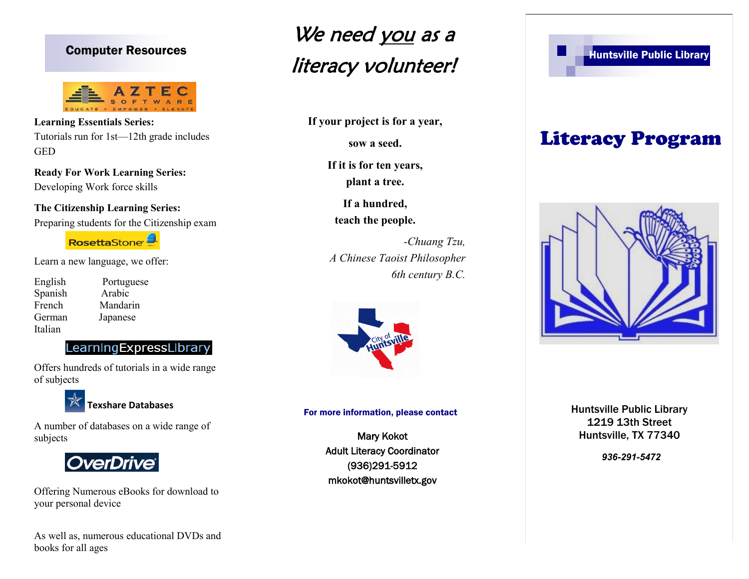## Computer Resources

AZTEC SOFTWARE

EDUCATE • EMPOWER • ELEVATE

**Learning Essentials Series:**
Tutorials run for 1st—12th grade includes GED

**Ready For Work Learning Series:**
Developing Work force skills

**The Citizenship Learning Series:**
Preparing students for the Citizenship exam

RosettaStone

Learn a new language, we offer:

| | |
|---|---|
| English | Portuguese |
| Spanish | Arabic |
| French | Mandarin |
| German | Japanese |
| Italian | |

LearningExpressLibrary

Offers hundreds of tutorials in a wide range of subjects

**Texshare Databases**

A number of databases on a wide range of subjects

OverDrive

Offering Numerous eBooks for download to your personal device

As well as, numerous educational DVDs and books for all ages

# *We need you as a literacy volunteer!*

**If your project is for a year,**
**sow a seed.**
**If it is for ten years,**
**plant a tree.**
**If a hundred,**
**teach the people.**

*-Chuang Tzu,*
*A Chinese Taoist Philosopher*
*6th century B.C.*

City of Huntsville

**For more information, please contact**

Mary Kokot
Adult Literacy Coordinator
(936)291-5912
mkokot@huntsvilletx.gov

**Huntsville Public Library**

# Literacy Program

Huntsville Public Library
1219 13th Street
Huntsville, TX 77340

***936-291-5472***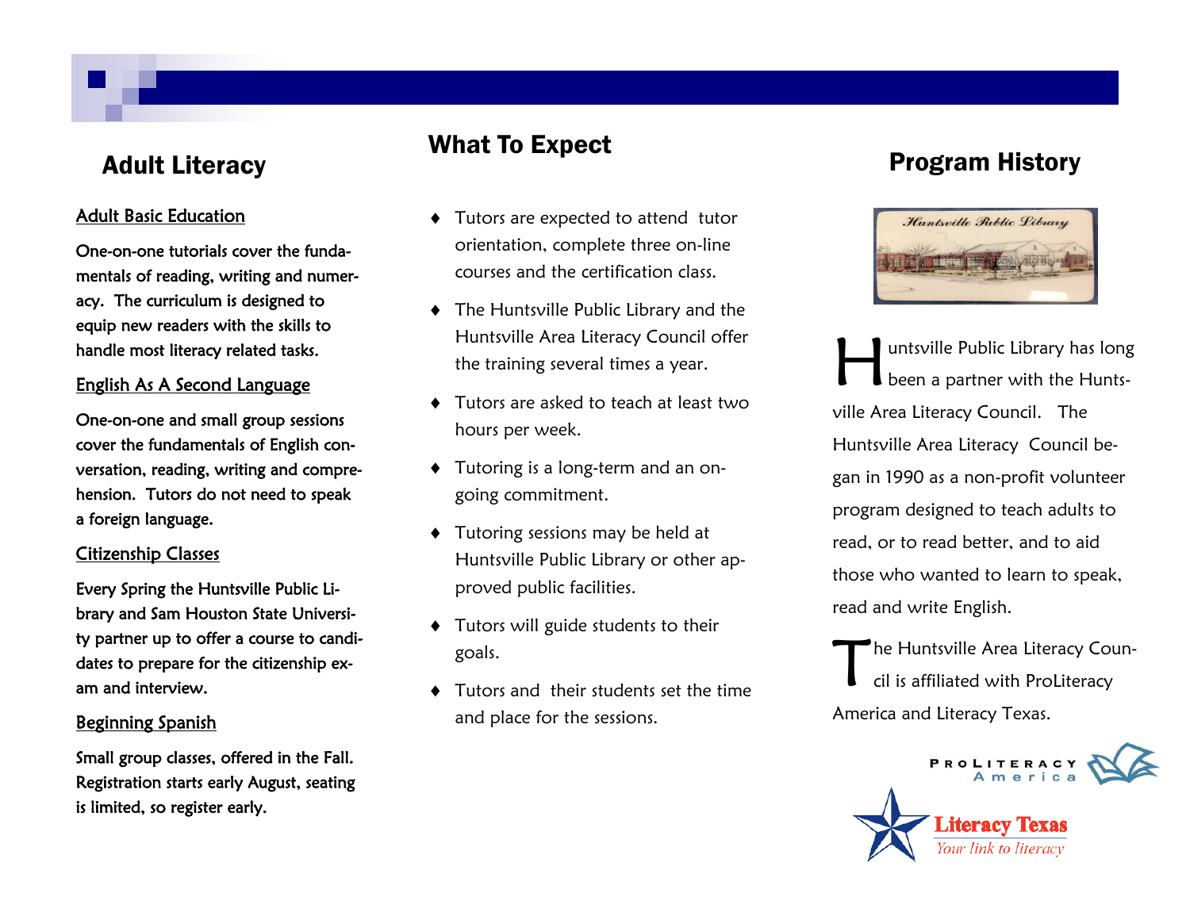## Adult Literacy

<u>Adult Basic Education</u>

One-on-one tutorials cover the fundamentals of reading, writing and numeracy. The curriculum is designed to equip new readers with the skills to handle most literacy related tasks.

<u>English As A Second Language</u>

One-on-one and small group sessions cover the fundamentals of English conversation, reading, writing and comprehension. Tutors do not need to speak a foreign language.

<u>Citizenship Classes</u>

Every Spring the Huntsville Public Library and Sam Houston State University partner up to offer a course to candidates to prepare for the citizenship exam and interview.

<u>Beginning Spanish</u>

Small group classes, offered in the Fall. Registration starts early August, seating is limited, so register early.

## What To Expect

- Tutors are expected to attend tutor orientation, complete three on-line courses and the certification class.
- The Huntsville Public Library and the Huntsville Area Literacy Council offer the training several times a year.
- Tutors are asked to teach at least two hours per week.
- Tutoring is a long-term and an ongoing commitment.
- Tutoring sessions may be held at Huntsville Public Library or other approved public facilities.
- Tutors will guide students to their goals.
- Tutors and their students set the time and place for the sessions.

## Program History

Huntsville Public Library

Huntsville Public Library has long been a partner with the Huntsville Area Literacy Council. The Huntsville Area Literacy Council began in 1990 as a non-profit volunteer program designed to teach adults to read, or to read better, and to aid those who wanted to learn to speak, read and write English.

The Huntsville Area Literacy Council is affiliated with ProLiteracy America and Literacy Texas.

ProLiteracy America

Literacy Texas
Your link to literacy